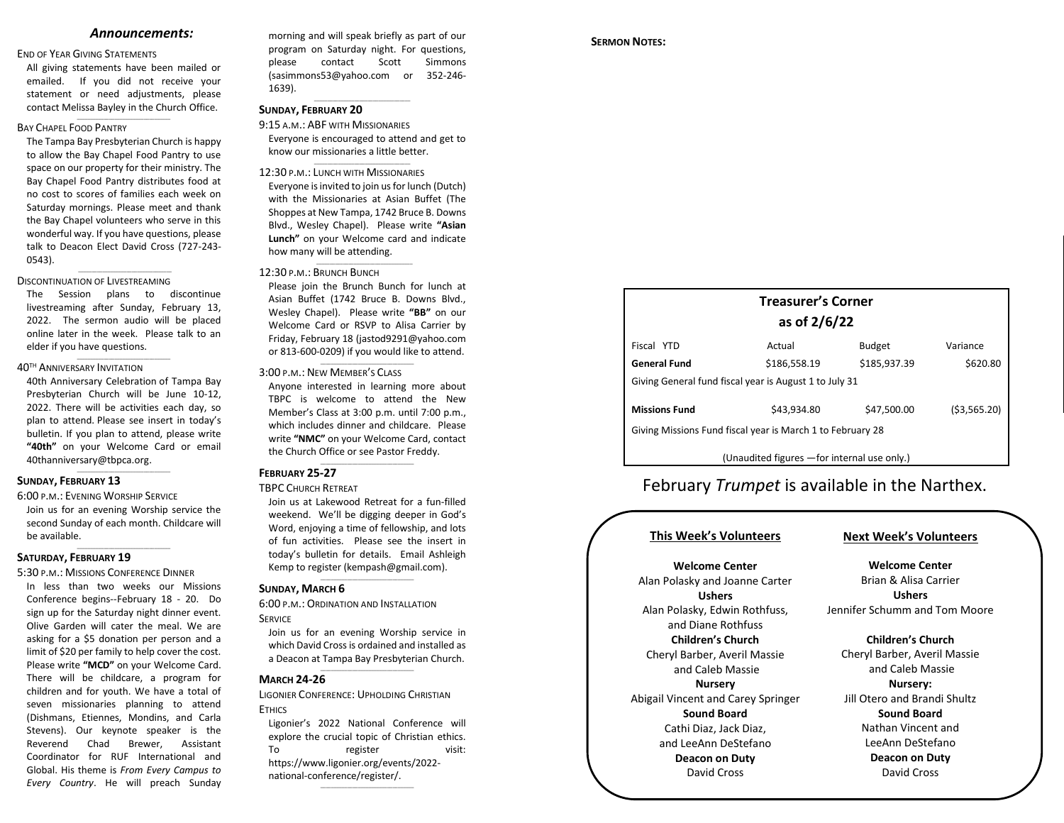## *Announcements:*

**END OF YEAR GIVING STATEMENTS**

All giving statements have been mailed or emailed. If you did not receive your statement or need adjustments, please contact Melissa Bayley in the Church Office.

**BAY CHAPEL FOOD PANTRY**

The Tampa Bay Presbyterian Church is happy to allow the Bay Chapel Food Pantry to use space on our property for their ministry. The Bay Chapel Food Pantry distributes food at no cost to scores of families each week on Saturday mornings. Please meet and thank the Bay Chapel volunteers who serve in this wonderful way. If you have questions, please talk to Deacon Elect David Cross (727-243-0543).

**DISCONTINUATION OF LIVESTREAMING**

The Session plans to discontinue livestreaming after Sunday, February 13, 2022. The sermon audio will be placed online later in the week. Please talk to an elder if you have questions.

**40TH ANNIVERSARY INVITATION**

40th Anniversary Celebration of Tampa Bay Presbyterian Church will be June 10-12, 2022. There will be activities each day, so plan to attend. Please see insert in today's bulletin. If you plan to attend, please write **"40th"** on your Welcome Card or email 40thanniversary@tbpca.org.

### SUNDAY, FEBRUARY 13

6:00 P.M.: EVENING WORSHIP SERVICE

Join us for an evening Worship service the second Sunday of each month. Childcare will be available.

### SATURDAY, FEBRUARY 19

5:30 P.M.: MISSIONS CONFERENCE DINNER

In less than two weeks our Missions Conference begins--February 18 - 20. Do sign up for the Saturday night dinner event. Olive Garden will cater the meal. We are asking for a $5 donation per person and a limit of $20 per family to help cover the cost. Please write **"MCD"** on your Welcome Card. There will be childcare, a program for children and for youth. We have a total of seven missionaries planning to attend (Dishmans, Etiennes, Mondins, and Carla Stevens). Our keynote speaker is the Reverend Chad Brewer, Assistant Coordinator for RUF International and Global. His theme is *From Every Campus to Every Country*. He will preach Sunday morning and will speak briefly as part of our program on Saturday night. For questions, please contact Scott Simmons (sasimmons53@yahoo.com or 352-246-1639).

### SUNDAY, FEBRUARY 20

9:15 A.M.: ABF WITH MISSIONARIES

Everyone is encouraged to attend and get to know our missionaries a little better.

12:30 P.M.: LUNCH WITH MISSIONARIES

Everyone is invited to join us for lunch (Dutch) with the Missionaries at Asian Buffet (The Shoppes at New Tampa, 1742 Bruce B. Downs Blvd., Wesley Chapel). Please write **"Asian Lunch"** on your Welcome card and indicate how many will be attending.

12:30 P.M.: BRUNCH BUNCH

Please join the Brunch Bunch for lunch at Asian Buffet (1742 Bruce B. Downs Blvd., Wesley Chapel). Please write **"BB"** on our Welcome Card or RSVP to Alisa Carrier by Friday, February 18 (jastod9291@yahoo.com or 813-600-0209) if you would like to attend.

3:00 P.M.: NEW MEMBER'S CLASS

Anyone interested in learning more about TBPC is welcome to attend the New Member's Class at 3:00 p.m. until 7:00 p.m., which includes dinner and childcare. Please write **"NMC"** on your Welcome Card, contact the Church Office or see Pastor Freddy.

### FEBRUARY 25-27

TBPC CHURCH RETREAT

Join us at Lakewood Retreat for a fun-filled weekend. We'll be digging deeper in God's Word, enjoying a time of fellowship, and lots of fun activities. Please see the insert in today's bulletin for details. Email Ashleigh Kemp to register (kempash@gmail.com).

### SUNDAY, MARCH 6

6:00 P.M.: ORDINATION AND INSTALLATION SERVICE

Join us for an evening Worship service in which David Cross is ordained and installed as a Deacon at Tampa Bay Presbyterian Church.

### MARCH 24-26

LIGONIER CONFERENCE: UPHOLDING CHRISTIAN ETHICS

Ligonier's 2022 National Conference will explore the crucial topic of Christian ethics. To register visit: https://www.ligonier.org/events/2022-national-conference/register/.

**SERMON NOTES:**

## Treasurer's Corner
## as of 2/6/22

| Fiscal YTD | Actual | Budget | Variance |
|---|---|---|---|
| **General Fund** | $186,558.19 | $185,937.39 | $620.80 |
| Giving General fund fiscal year is August 1 to July 31 | | | |
| **Missions Fund** | $43,934.80 | $47,500.00 | ($3,565.20) |
| Giving Missions Fund fiscal year is March 1 to February 28 | | | |

(Unaudited figures —for internal use only.)

February *Trumpet* is available in the Narthex.

### This Week's Volunteers

**Welcome Center**
Alan Polasky and Joanne Carter
**Ushers**
Alan Polasky, Edwin Rothfuss, and Diane Rothfuss
**Children's Church**
Cheryl Barber, Averil Massie and Caleb Massie
**Nursery**
Abigail Vincent and Carey Springer
**Sound Board**
Cathi Diaz, Jack Diaz, and LeeAnn DeStefano
**Deacon on Duty**
David Cross

### Next Week's Volunteers

**Welcome Center**
Brian & Alisa Carrier
**Ushers**
Jennifer Schumm and Tom Moore

**Children's Church**
Cheryl Barber, Averil Massie and Caleb Massie
**Nursery:**
Jill Otero and Brandi Shultz
**Sound Board**
Nathan Vincent and LeeAnn DeStefano
**Deacon on Duty**
David Cross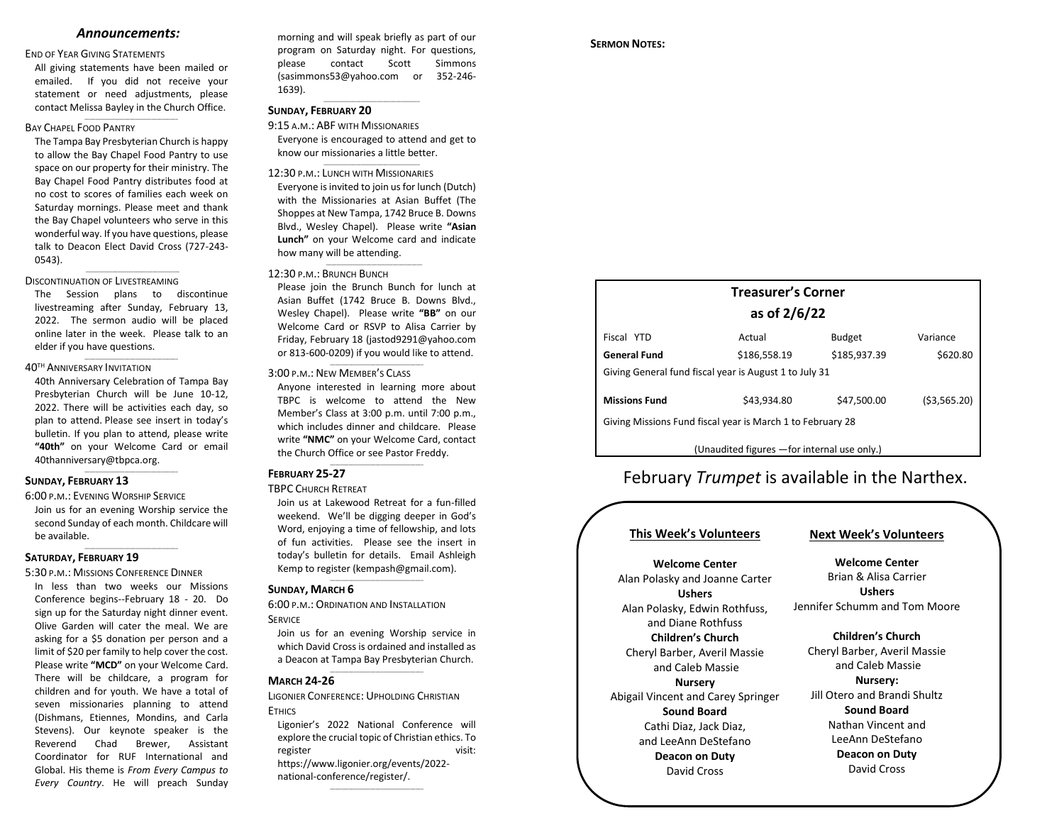## *Announcements:*

END OF YEAR GIVING STATEMENTS

All giving statements have been mailed or emailed. If you did not receive your statement or need adjustments, please contact Melissa Bayley in the Church Office.

BAY CHAPEL FOOD PANTRY

The Tampa Bay Presbyterian Church is happy to allow the Bay Chapel Food Pantry to use space on our property for their ministry. The Bay Chapel Food Pantry distributes food at no cost to scores of families each week on Saturday mornings. Please meet and thank the Bay Chapel volunteers who serve in this wonderful way. If you have questions, please talk to Deacon Elect David Cross (727-243-0543).

DISCONTINUATION OF LIVESTREAMING

The Session plans to discontinue livestreaming after Sunday, February 13, 2022. The sermon audio will be placed online later in the week. Please talk to an elder if you have questions.

40TH ANNIVERSARY INVITATION

40th Anniversary Celebration of Tampa Bay Presbyterian Church will be June 10-12, 2022. There will be activities each day, so plan to attend. Please see insert in today's bulletin. If you plan to attend, please write **"40th"** on your Welcome Card or email 40thanniversary@tbpca.org.

### SUNDAY, FEBRUARY 13

6:00 P.M.: EVENING WORSHIP SERVICE

Join us for an evening Worship service the second Sunday of each month. Childcare will be available.

### SATURDAY, FEBRUARY 19

5:30 P.M.: MISSIONS CONFERENCE DINNER

In less than two weeks our Missions Conference begins--February 18 - 20. Do sign up for the Saturday night dinner event. Olive Garden will cater the meal. We are asking for a $5 donation per person and a limit of $20 per family to help cover the cost. Please write **"MCD"** on your Welcome Card. There will be childcare, a program for children and for youth. We have a total of seven missionaries planning to attend (Dishmans, Etiennes, Mondins, and Carla Stevens). Our keynote speaker is the Reverend Chad Brewer, Assistant Coordinator for RUF International and Global. His theme is *From Every Campus to Every Country*. He will preach Sunday morning and will speak briefly as part of our program on Saturday night. For questions, please contact Scott Simmons (sasimmons53@yahoo.com or 352-246-1639).

### SUNDAY, FEBRUARY 20

9:15 A.M.: ABF WITH MISSIONARIES

Everyone is encouraged to attend and get to know our missionaries a little better.

12:30 P.M.: LUNCH WITH MISSIONARIES

Everyone is invited to join us for lunch (Dutch) with the Missionaries at Asian Buffet (The Shoppes at New Tampa, 1742 Bruce B. Downs Blvd., Wesley Chapel). Please write **"Asian Lunch"** on your Welcome card and indicate how many will be attending.

12:30 P.M.: BRUNCH BUNCH

Please join the Brunch Bunch for lunch at Asian Buffet (1742 Bruce B. Downs Blvd., Wesley Chapel). Please write **"BB"** on our Welcome Card or RSVP to Alisa Carrier by Friday, February 18 (jastod9291@yahoo.com or 813-600-0209) if you would like to attend.

3:00 P.M.: NEW MEMBER'S CLASS

Anyone interested in learning more about TBPC is welcome to attend the New Member's Class at 3:00 p.m. until 7:00 p.m., which includes dinner and childcare. Please write **"NMC"** on your Welcome Card, contact the Church Office or see Pastor Freddy.

### FEBRUARY 25-27

TBPC CHURCH RETREAT

Join us at Lakewood Retreat for a fun-filled weekend. We'll be digging deeper in God's Word, enjoying a time of fellowship, and lots of fun activities. Please see the insert in today's bulletin for details. Email Ashleigh Kemp to register (kempash@gmail.com).

### SUNDAY, MARCH 6

6:00 P.M.: ORDINATION AND INSTALLATION SERVICE

Join us for an evening Worship service in which David Cross is ordained and installed as a Deacon at Tampa Bay Presbyterian Church.

### MARCH 24-26

LIGONIER CONFERENCE: UPHOLDING CHRISTIAN ETHICS

Ligonier's 2022 National Conference will explore the crucial topic of Christian ethics. To register visit: https://www.ligonier.org/events/2022-national-conference/register/.

**SERMON NOTES:**

## Treasurer's Corner
## as of 2/6/22

| Fiscal YTD | Actual | Budget | Variance |
|---|---|---|---|
| **General Fund** | $186,558.19 | $185,937.39 | $620.80 |
| Giving General fund fiscal year is August 1 to July 31 | | | |
| **Missions Fund** | $43,934.80 | $47,500.00 | ($3,565.20) |
| Giving Missions Fund fiscal year is March 1 to February 28 | | | |

(Unaudited figures —for internal use only.)

## February *Trumpet* is available in the Narthex.

### This Week's Volunteers

**Welcome Center**
Alan Polasky and Joanne Carter
**Ushers**
Alan Polasky, Edwin Rothfuss, and Diane Rothfuss
**Children's Church**
Cheryl Barber, Averil Massie and Caleb Massie
**Nursery**
Abigail Vincent and Carey Springer
**Sound Board**
Cathi Diaz, Jack Diaz, and LeeAnn DeStefano
**Deacon on Duty**
David Cross

### Next Week's Volunteers

**Welcome Center**
Brian & Alisa Carrier
**Ushers**
Jennifer Schumm and Tom Moore
**Children's Church**
Cheryl Barber, Averil Massie and Caleb Massie
**Nursery:**
Jill Otero and Brandi Shultz
**Sound Board**
Nathan Vincent and LeeAnn DeStefano
**Deacon on Duty**
David Cross